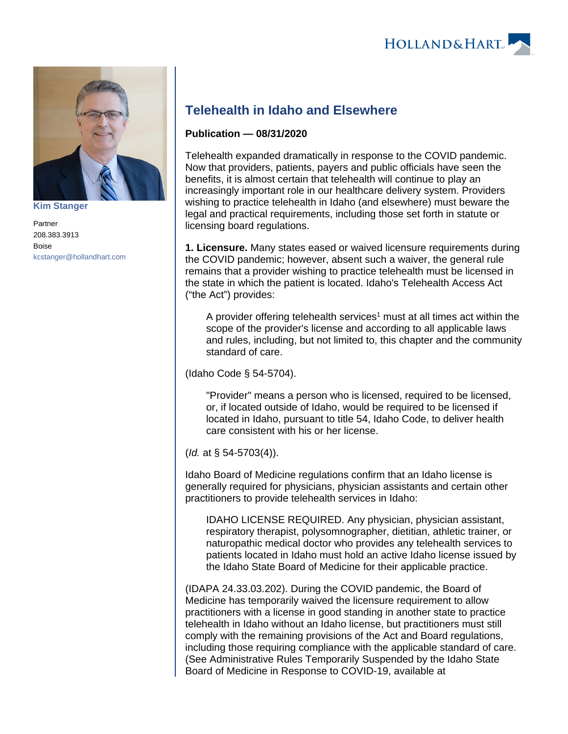Kim Stanger

Partner
208.383.3913
Boise
kcstanger@hollandhart.com

# Telehealth in Idaho and Elsewhere

**Publication — 08/31/2020**

Telehealth expanded dramatically in response to the COVID pandemic. Now that providers, patients, payers and public officials have seen the benefits, it is almost certain that telehealth will continue to play an increasingly important role in our healthcare delivery system. Providers wishing to practice telehealth in Idaho (and elsewhere) must beware the legal and practical requirements, including those set forth in statute or licensing board regulations.

**1. Licensure.** Many states eased or waived licensure requirements during the COVID pandemic; however, absent such a waiver, the general rule remains that a provider wishing to practice telehealth must be licensed in the state in which the patient is located. Idaho's Telehealth Access Act ("the Act") provides:

> A provider offering telehealth services[1] must at all times act within the scope of the provider's license and according to all applicable laws and rules, including, but not limited to, this chapter and the community standard of care.

(Idaho Code § 54-5704).

> "Provider" means a person who is licensed, required to be licensed, or, if located outside of Idaho, would be required to be licensed if located in Idaho, pursuant to title 54, Idaho Code, to deliver health care consistent with his or her license.

(*Id.* at § 54-5703(4)).

Idaho Board of Medicine regulations confirm that an Idaho license is generally required for physicians, physician assistants and certain other practitioners to provide telehealth services in Idaho:

> IDAHO LICENSE REQUIRED. Any physician, physician assistant, respiratory therapist, polysomnographer, dietitian, athletic trainer, or naturopathic medical doctor who provides any telehealth services to patients located in Idaho must hold an active Idaho license issued by the Idaho State Board of Medicine for their applicable practice.

(IDAPA 24.33.03.202). During the COVID pandemic, the Board of Medicine has temporarily waived the licensure requirement to allow practitioners with a license in good standing in another state to practice telehealth in Idaho without an Idaho license, but practitioners must still comply with the remaining provisions of the Act and Board regulations, including those requiring compliance with the applicable standard of care. (See Administrative Rules Temporarily Suspended by the Idaho State Board of Medicine in Response to COVID-19, available at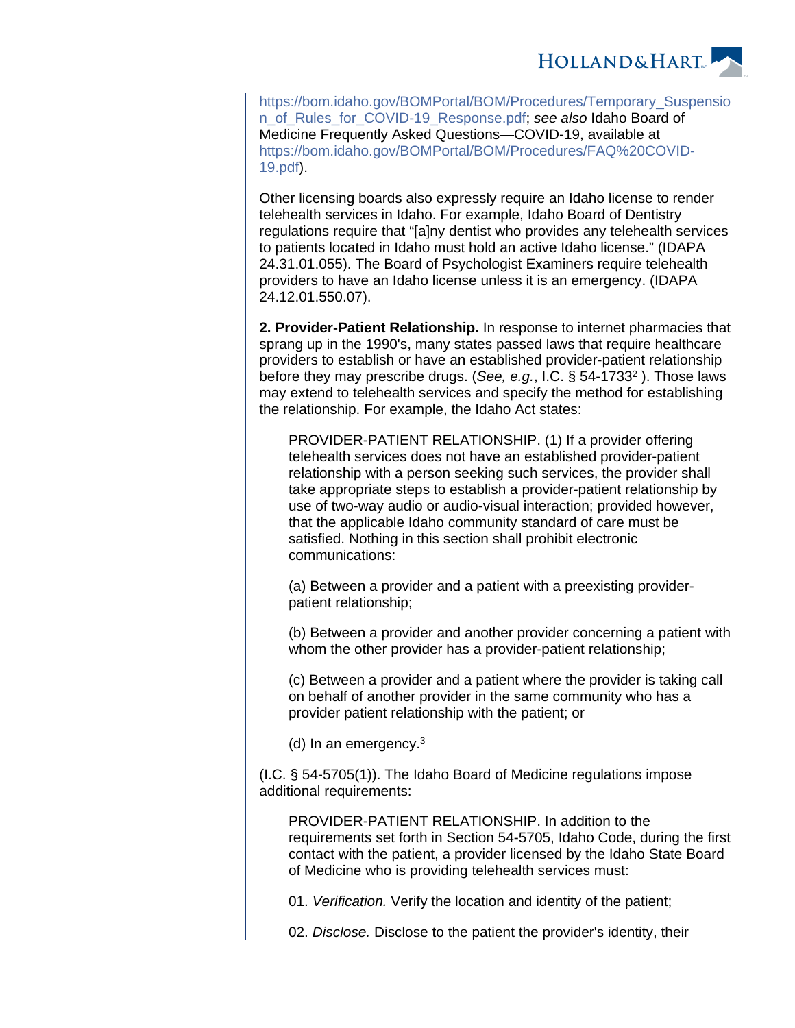https://bom.idaho.gov/BOMPortal/BOM/Procedures/Temporary_Suspension_of_Rules_for_COVID-19_Response.pdf; *see also* Idaho Board of Medicine Frequently Asked Questions—COVID-19, available at https://bom.idaho.gov/BOMPortal/BOM/Procedures/FAQ%20COVID-19.pdf).

Other licensing boards also expressly require an Idaho license to render telehealth services in Idaho. For example, Idaho Board of Dentistry regulations require that "[a]ny dentist who provides any telehealth services to patients located in Idaho must hold an active Idaho license." (IDAPA 24.31.01.055). The Board of Psychologist Examiners require telehealth providers to have an Idaho license unless it is an emergency. (IDAPA 24.12.01.550.07).

**2. Provider-Patient Relationship.** In response to internet pharmacies that sprang up in the 1990's, many states passed laws that require healthcare providers to establish or have an established provider-patient relationship before they may prescribe drugs. (*See, e.g.*, I.C. § 54-1733[2] ). Those laws may extend to telehealth services and specify the method for establishing the relationship. For example, the Idaho Act states:

> PROVIDER-PATIENT RELATIONSHIP. (1) If a provider offering telehealth services does not have an established provider-patient relationship with a person seeking such services, the provider shall take appropriate steps to establish a provider-patient relationship by use of two-way audio or audio-visual interaction; provided however, that the applicable Idaho community standard of care must be satisfied. Nothing in this section shall prohibit electronic communications:
>
> (a) Between a provider and a patient with a preexisting provider-patient relationship;
>
> (b) Between a provider and another provider concerning a patient with whom the other provider has a provider-patient relationship;
>
> (c) Between a provider and a patient where the provider is taking call on behalf of another provider in the same community who has a provider patient relationship with the patient; or
>
> (d) In an emergency.[3]

(I.C. § 54-5705(1)). The Idaho Board of Medicine regulations impose additional requirements:

> PROVIDER-PATIENT RELATIONSHIP. In addition to the requirements set forth in Section 54-5705, Idaho Code, during the first contact with the patient, a provider licensed by the Idaho State Board of Medicine who is providing telehealth services must:
>
> 01. *Verification.* Verify the location and identity of the patient;
>
> 02. *Disclose.* Disclose to the patient the provider's identity, their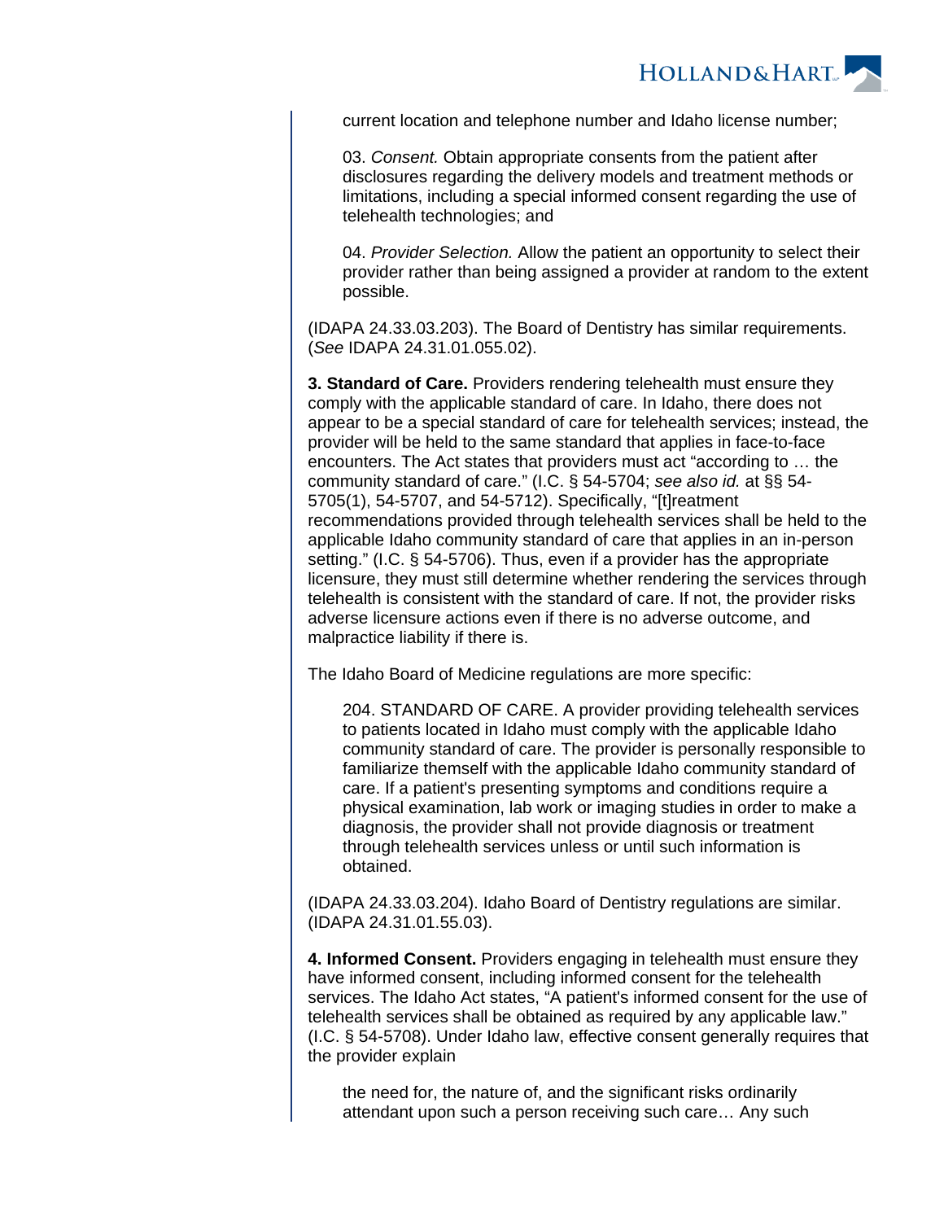> current location and telephone number and Idaho license number;
>
> 03. *Consent.* Obtain appropriate consents from the patient after disclosures regarding the delivery models and treatment methods or limitations, including a special informed consent regarding the use of telehealth technologies; and
>
> 04. *Provider Selection.* Allow the patient an opportunity to select their provider rather than being assigned a provider at random to the extent possible.

(IDAPA 24.33.03.203). The Board of Dentistry has similar requirements. (*See* IDAPA 24.31.01.055.02).

**3. Standard of Care.** Providers rendering telehealth must ensure they comply with the applicable standard of care. In Idaho, there does not appear to be a special standard of care for telehealth services; instead, the provider will be held to the same standard that applies in face-to-face encounters. The Act states that providers must act "according to … the community standard of care." (I.C. § 54-5704; *see also id.* at §§ 54-5705(1), 54-5707, and 54-5712). Specifically, "[t]reatment recommendations provided through telehealth services shall be held to the applicable Idaho community standard of care that applies in an in-person setting." (I.C. § 54-5706). Thus, even if a provider has the appropriate licensure, they must still determine whether rendering the services through telehealth is consistent with the standard of care. If not, the provider risks adverse licensure actions even if there is no adverse outcome, and malpractice liability if there is.

The Idaho Board of Medicine regulations are more specific:

> 204. STANDARD OF CARE. A provider providing telehealth services to patients located in Idaho must comply with the applicable Idaho community standard of care. The provider is personally responsible to familiarize themself with the applicable Idaho community standard of care. If a patient's presenting symptoms and conditions require a physical examination, lab work or imaging studies in order to make a diagnosis, the provider shall not provide diagnosis or treatment through telehealth services unless or until such information is obtained.

(IDAPA 24.33.03.204). Idaho Board of Dentistry regulations are similar. (IDAPA 24.31.01.55.03).

**4. Informed Consent.** Providers engaging in telehealth must ensure they have informed consent, including informed consent for the telehealth services. The Idaho Act states, "A patient's informed consent for the use of telehealth services shall be obtained as required by any applicable law." (I.C. § 54-5708). Under Idaho law, effective consent generally requires that the provider explain

> the need for, the nature of, and the significant risks ordinarily attendant upon such a person receiving such care… Any such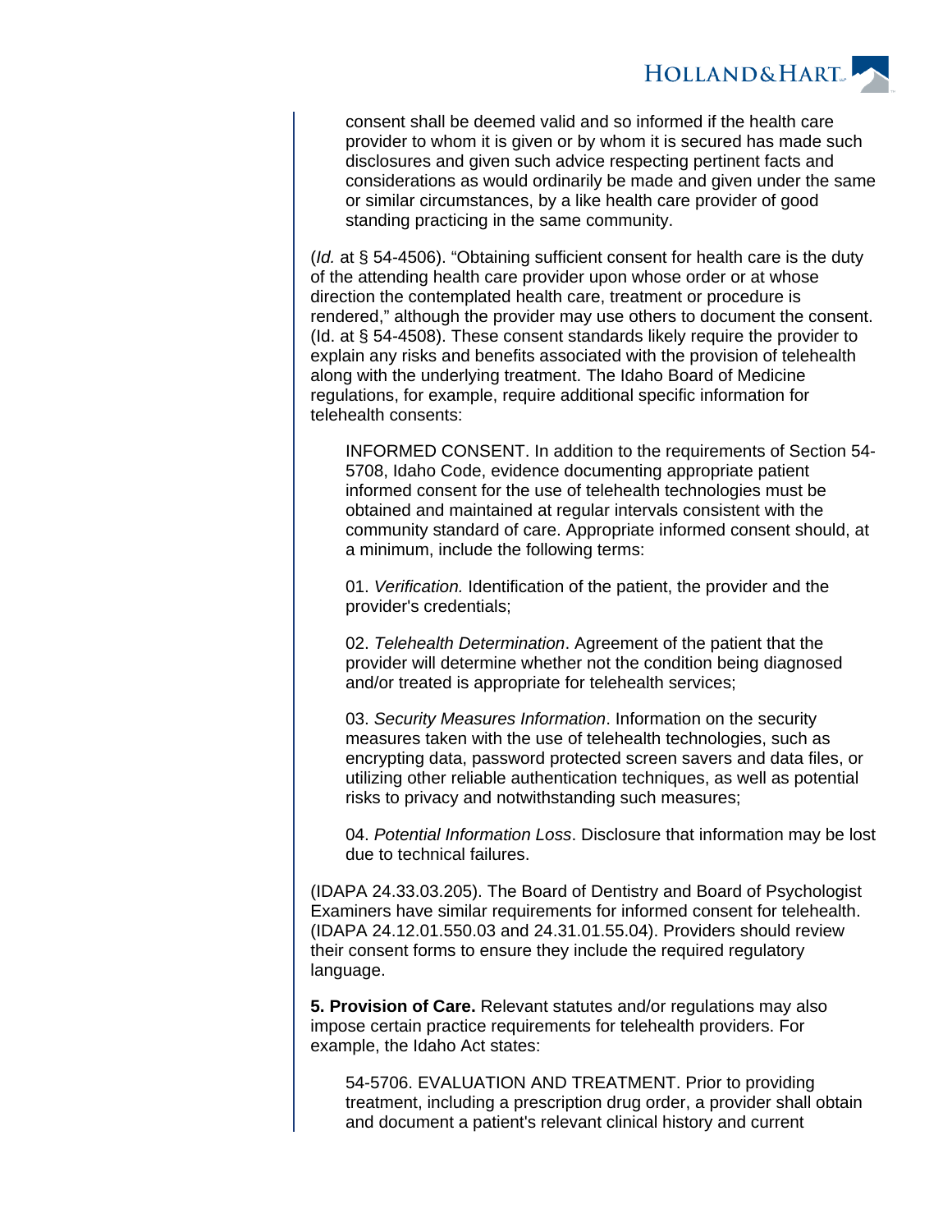> consent shall be deemed valid and so informed if the health care provider to whom it is given or by whom it is secured has made such disclosures and given such advice respecting pertinent facts and considerations as would ordinarily be made and given under the same or similar circumstances, by a like health care provider of good standing practicing in the same community.

(*Id.* at § 54-4506). "Obtaining sufficient consent for health care is the duty of the attending health care provider upon whose order or at whose direction the contemplated health care, treatment or procedure is rendered," although the provider may use others to document the consent. (Id. at § 54-4508). These consent standards likely require the provider to explain any risks and benefits associated with the provision of telehealth along with the underlying treatment. The Idaho Board of Medicine regulations, for example, require additional specific information for telehealth consents:

> INFORMED CONSENT. In addition to the requirements of Section 54-5708, Idaho Code, evidence documenting appropriate patient informed consent for the use of telehealth technologies must be obtained and maintained at regular intervals consistent with the community standard of care. Appropriate informed consent should, at a minimum, include the following terms:
>
> 01. *Verification.* Identification of the patient, the provider and the provider's credentials;
>
> 02. *Telehealth Determination*. Agreement of the patient that the provider will determine whether not the condition being diagnosed and/or treated is appropriate for telehealth services;
>
> 03. *Security Measures Information*. Information on the security measures taken with the use of telehealth technologies, such as encrypting data, password protected screen savers and data files, or utilizing other reliable authentication techniques, as well as potential risks to privacy and notwithstanding such measures;
>
> 04. *Potential Information Loss*. Disclosure that information may be lost due to technical failures.

(IDAPA 24.33.03.205). The Board of Dentistry and Board of Psychologist Examiners have similar requirements for informed consent for telehealth. (IDAPA 24.12.01.550.03 and 24.31.01.55.04). Providers should review their consent forms to ensure they include the required regulatory language.

**5. Provision of Care.** Relevant statutes and/or regulations may also impose certain practice requirements for telehealth providers. For example, the Idaho Act states:

> 54-5706. EVALUATION AND TREATMENT. Prior to providing treatment, including a prescription drug order, a provider shall obtain and document a patient's relevant clinical history and current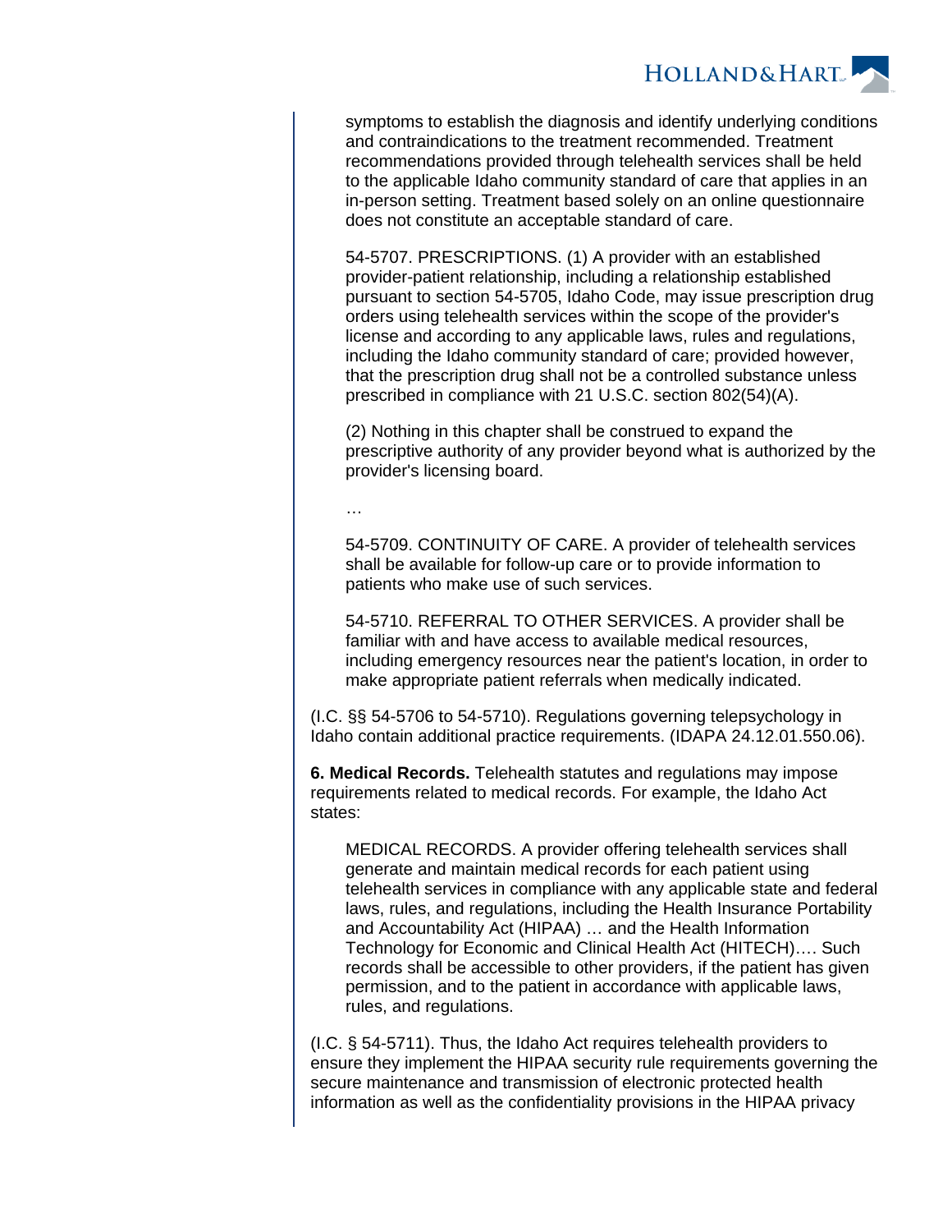> symptoms to establish the diagnosis and identify underlying conditions and contraindications to the treatment recommended. Treatment recommendations provided through telehealth services shall be held to the applicable Idaho community standard of care that applies in an in-person setting. Treatment based solely on an online questionnaire does not constitute an acceptable standard of care.
>
> 54-5707. PRESCRIPTIONS. (1) A provider with an established provider-patient relationship, including a relationship established pursuant to section 54-5705, Idaho Code, may issue prescription drug orders using telehealth services within the scope of the provider's license and according to any applicable laws, rules and regulations, including the Idaho community standard of care; provided however, that the prescription drug shall not be a controlled substance unless prescribed in compliance with 21 U.S.C. section 802(54)(A).
>
> (2) Nothing in this chapter shall be construed to expand the prescriptive authority of any provider beyond what is authorized by the provider's licensing board.
>
> …
>
> 54-5709. CONTINUITY OF CARE. A provider of telehealth services shall be available for follow-up care or to provide information to patients who make use of such services.
>
> 54-5710. REFERRAL TO OTHER SERVICES. A provider shall be familiar with and have access to available medical resources, including emergency resources near the patient's location, in order to make appropriate patient referrals when medically indicated.

(I.C. §§ 54-5706 to 54-5710). Regulations governing telepsychology in Idaho contain additional practice requirements. (IDAPA 24.12.01.550.06).

**6. Medical Records.** Telehealth statutes and regulations may impose requirements related to medical records. For example, the Idaho Act states:

> MEDICAL RECORDS. A provider offering telehealth services shall generate and maintain medical records for each patient using telehealth services in compliance with any applicable state and federal laws, rules, and regulations, including the Health Insurance Portability and Accountability Act (HIPAA) … and the Health Information Technology for Economic and Clinical Health Act (HITECH)…. Such records shall be accessible to other providers, if the patient has given permission, and to the patient in accordance with applicable laws, rules, and regulations.

(I.C. § 54-5711). Thus, the Idaho Act requires telehealth providers to ensure they implement the HIPAA security rule requirements governing the secure maintenance and transmission of electronic protected health information as well as the confidentiality provisions in the HIPAA privacy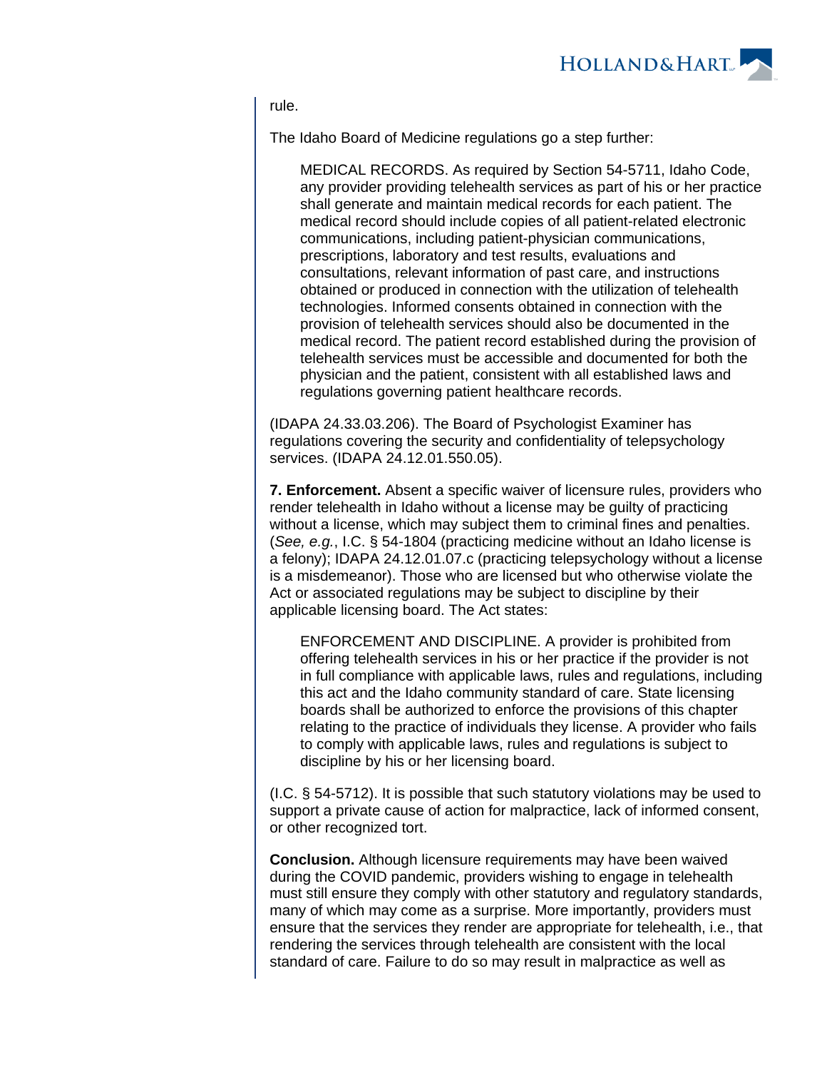rule.

The Idaho Board of Medicine regulations go a step further:

> MEDICAL RECORDS. As required by Section 54-5711, Idaho Code, any provider providing telehealth services as part of his or her practice shall generate and maintain medical records for each patient. The medical record should include copies of all patient-related electronic communications, including patient-physician communications, prescriptions, laboratory and test results, evaluations and consultations, relevant information of past care, and instructions obtained or produced in connection with the utilization of telehealth technologies. Informed consents obtained in connection with the provision of telehealth services should also be documented in the medical record. The patient record established during the provision of telehealth services must be accessible and documented for both the physician and the patient, consistent with all established laws and regulations governing patient healthcare records.

(IDAPA 24.33.03.206). The Board of Psychologist Examiner has regulations covering the security and confidentiality of telepsychology services. (IDAPA 24.12.01.550.05).

**7. Enforcement.** Absent a specific waiver of licensure rules, providers who render telehealth in Idaho without a license may be guilty of practicing without a license, which may subject them to criminal fines and penalties. (*See, e.g.*, I.C. § 54-1804 (practicing medicine without an Idaho license is a felony); IDAPA 24.12.01.07.c (practicing telepsychology without a license is a misdemeanor). Those who are licensed but who otherwise violate the Act or associated regulations may be subject to discipline by their applicable licensing board. The Act states:

> ENFORCEMENT AND DISCIPLINE. A provider is prohibited from offering telehealth services in his or her practice if the provider is not in full compliance with applicable laws, rules and regulations, including this act and the Idaho community standard of care. State licensing boards shall be authorized to enforce the provisions of this chapter relating to the practice of individuals they license. A provider who fails to comply with applicable laws, rules and regulations is subject to discipline by his or her licensing board.

(I.C. § 54-5712). It is possible that such statutory violations may be used to support a private cause of action for malpractice, lack of informed consent, or other recognized tort.

**Conclusion.** Although licensure requirements may have been waived during the COVID pandemic, providers wishing to engage in telehealth must still ensure they comply with other statutory and regulatory standards, many of which may come as a surprise. More importantly, providers must ensure that the services they render are appropriate for telehealth, i.e., that rendering the services through telehealth are consistent with the local standard of care. Failure to do so may result in malpractice as well as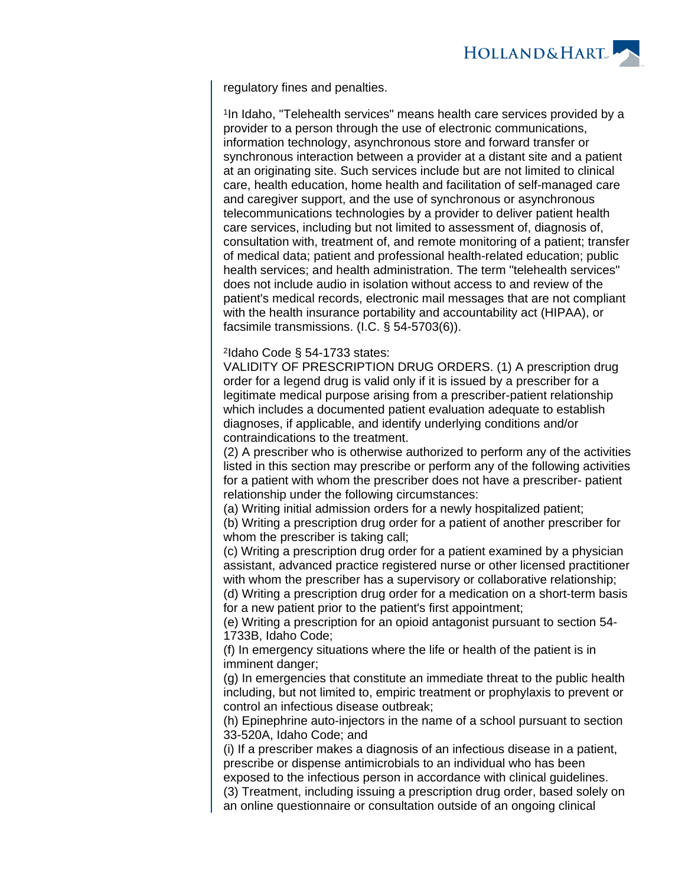regulatory fines and penalties.

[1]In Idaho, "Telehealth services" means health care services provided by a provider to a person through the use of electronic communications, information technology, asynchronous store and forward transfer or synchronous interaction between a provider at a distant site and a patient at an originating site. Such services include but are not limited to clinical care, health education, home health and facilitation of self-managed care and caregiver support, and the use of synchronous or asynchronous telecommunications technologies by a provider to deliver patient health care services, including but not limited to assessment of, diagnosis of, consultation with, treatment of, and remote monitoring of a patient; transfer of medical data; patient and professional health-related education; public health services; and health administration. The term "telehealth services" does not include audio in isolation without access to and review of the patient's medical records, electronic mail messages that are not compliant with the health insurance portability and accountability act (HIPAA), or facsimile transmissions. (I.C. § 54-5703(6)).

[2]Idaho Code § 54-1733 states:
VALIDITY OF PRESCRIPTION DRUG ORDERS. (1) A prescription drug order for a legend drug is valid only if it is issued by a prescriber for a legitimate medical purpose arising from a prescriber-patient relationship which includes a documented patient evaluation adequate to establish diagnoses, if applicable, and identify underlying conditions and/or contraindications to the treatment.
(2) A prescriber who is otherwise authorized to perform any of the activities listed in this section may prescribe or perform any of the following activities for a patient with whom the prescriber does not have a prescriber- patient relationship under the following circumstances:
(a) Writing initial admission orders for a newly hospitalized patient;
(b) Writing a prescription drug order for a patient of another prescriber for whom the prescriber is taking call;
(c) Writing a prescription drug order for a patient examined by a physician assistant, advanced practice registered nurse or other licensed practitioner with whom the prescriber has a supervisory or collaborative relationship;
(d) Writing a prescription drug order for a medication on a short-term basis for a new patient prior to the patient's first appointment;
(e) Writing a prescription for an opioid antagonist pursuant to section 54-1733B, Idaho Code;
(f) In emergency situations where the life or health of the patient is in imminent danger;
(g) In emergencies that constitute an immediate threat to the public health including, but not limited to, empiric treatment or prophylaxis to prevent or control an infectious disease outbreak;
(h) Epinephrine auto-injectors in the name of a school pursuant to section 33-520A, Idaho Code; and
(i) If a prescriber makes a diagnosis of an infectious disease in a patient, prescribe or dispense antimicrobials to an individual who has been exposed to the infectious person in accordance with clinical guidelines.
(3) Treatment, including issuing a prescription drug order, based solely on an online questionnaire or consultation outside of an ongoing clinical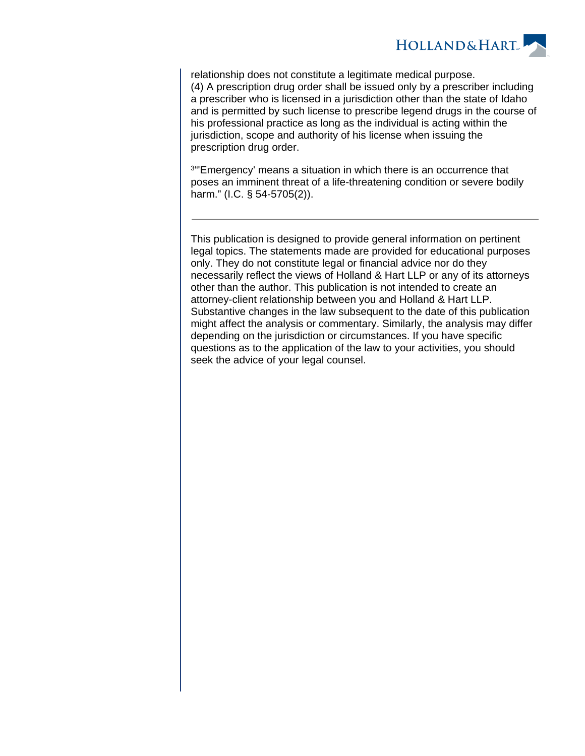relationship does not constitute a legitimate medical purpose.
(4) A prescription drug order shall be issued only by a prescriber including a prescriber who is licensed in a jurisdiction other than the state of Idaho and is permitted by such license to prescribe legend drugs in the course of his professional practice as long as the individual is acting within the jurisdiction, scope and authority of his license when issuing the prescription drug order.

[3]"'Emergency' means a situation in which there is an occurrence that poses an imminent threat of a life-threatening condition or severe bodily harm." (I.C. § 54-5705(2)).

---

This publication is designed to provide general information on pertinent legal topics. The statements made are provided for educational purposes only. They do not constitute legal or financial advice nor do they necessarily reflect the views of Holland & Hart LLP or any of its attorneys other than the author. This publication is not intended to create an attorney-client relationship between you and Holland & Hart LLP. Substantive changes in the law subsequent to the date of this publication might affect the analysis or commentary. Similarly, the analysis may differ depending on the jurisdiction or circumstances. If you have specific questions as to the application of the law to your activities, you should seek the advice of your legal counsel.